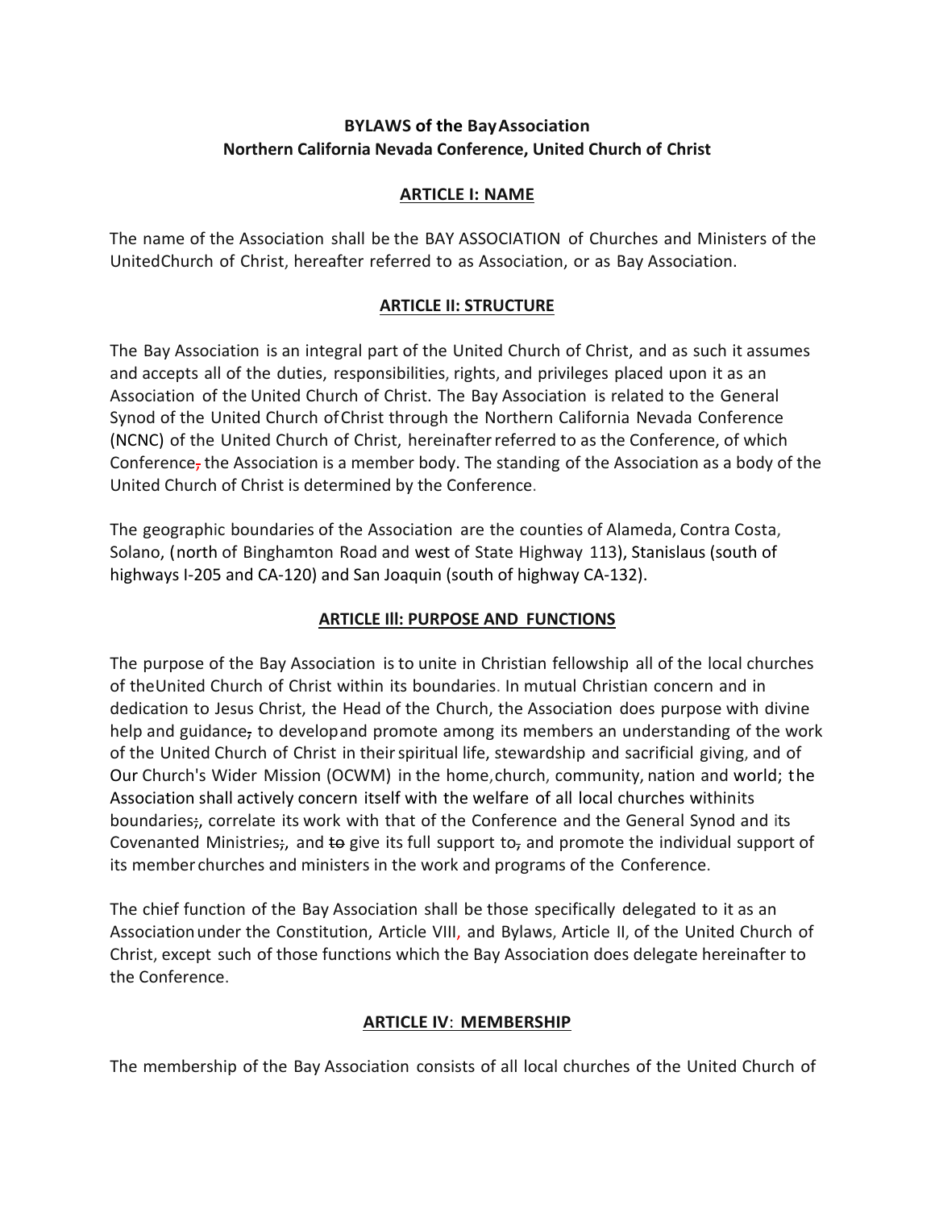**BYLAWS of the Bay Association**
**Northern California Nevada Conference, United Church of Christ**

## ARTICLE I: NAME

The name of the Association shall be the BAY ASSOCIATION of Churches and Ministers of the United Church of Christ, hereafter referred to as Association, or as Bay Association.

## ARTICLE II: STRUCTURE

The Bay Association is an integral part of the United Church of Christ, and as such it assumes and accepts all of the duties, responsibilities, rights, and privileges placed upon it as an Association of the United Church of Christ. The Bay Association is related to the General Synod of the United Church of Christ through the Northern California Nevada Conference (NCNC) of the United Church of Christ, hereinafter referred to as the Conference, of which Conference~~,~~ the Association is a member body. The standing of the Association as a body of the United Church of Christ is determined by the Conference.

The geographic boundaries of the Association are the counties of Alameda, Contra Costa, Solano, (north of Binghamton Road and west of State Highway 113), Stanislaus (south of highways I-205 and CA-120) and San Joaquin (south of highway CA-132).

## ARTICLE III: PURPOSE AND FUNCTIONS

The purpose of the Bay Association is to unite in Christian fellowship all of the local churches of the United Church of Christ within its boundaries. In mutual Christian concern and in dedication to Jesus Christ, the Head of the Church, the Association does purpose with divine help and guidance~~,~~ to develop and promote among its members an understanding of the work of the United Church of Christ in their spiritual life, stewardship and sacrificial giving, and of Our Church's Wider Mission (OCWM) in the home, church, community, nation and world; the Association shall actively concern itself with the welfare of all local churches within its boundaries~~;~~, correlate its work with that of the Conference and the General Synod and its Covenanted Ministries~~;~~, and ~~to~~ give its full support to~~,~~ and promote the individual support of its member churches and ministers in the work and programs of the Conference.

The chief function of the Bay Association shall be those specifically delegated to it as an Association under the Constitution, Article VIII, and Bylaws, Article II, of the United Church of Christ, except such of those functions which the Bay Association does delegate hereinafter to the Conference.

## ARTICLE IV: MEMBERSHIP

The membership of the Bay Association consists of all local churches of the United Church of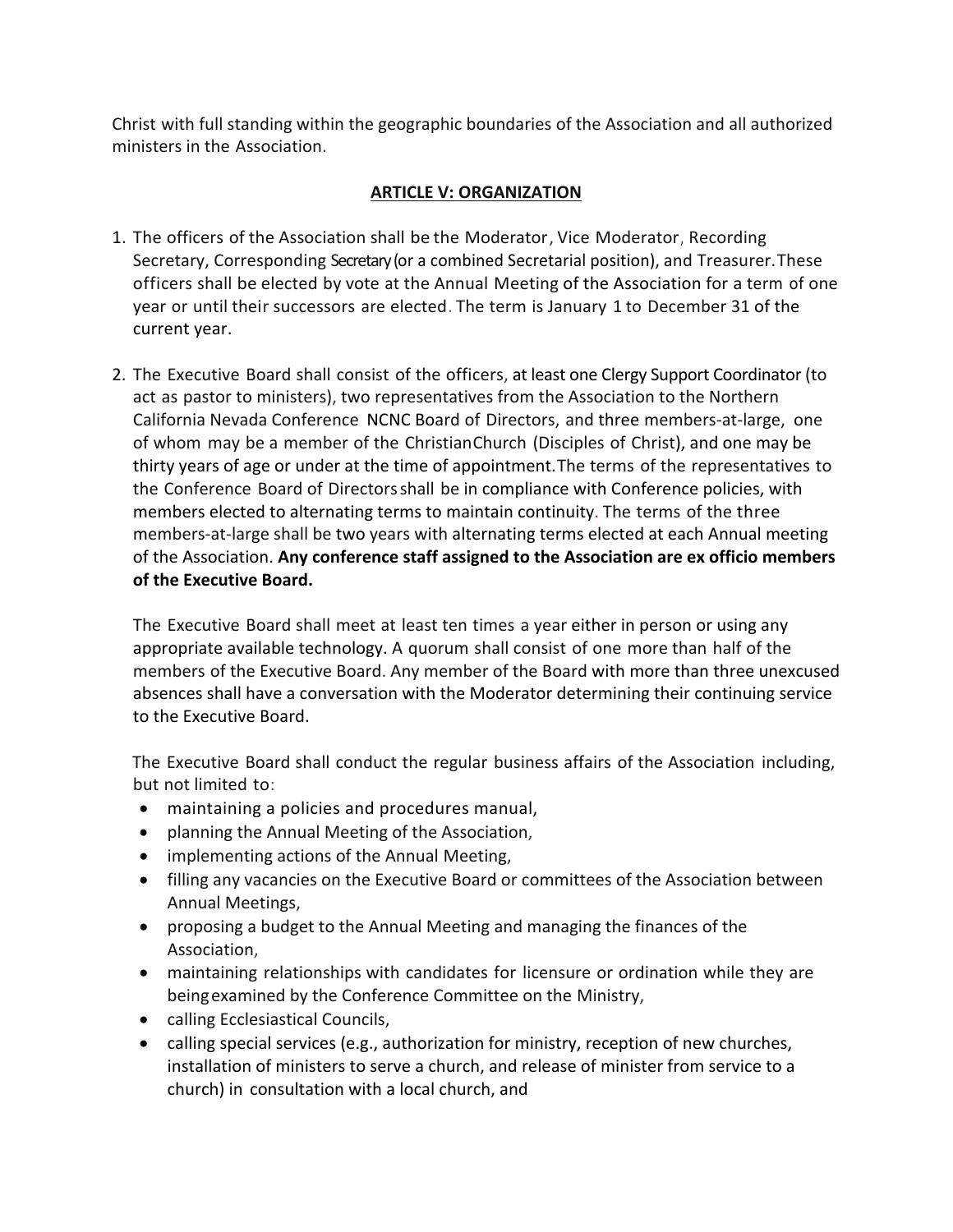Christ with full standing within the geographic boundaries of the Association and all authorized ministers in the Association.

## ARTICLE V: ORGANIZATION

1. The officers of the Association shall be the Moderator, Vice Moderator, Recording Secretary, Corresponding Secretary (or a combined Secretarial position), and Treasurer. These officers shall be elected by vote at the Annual Meeting of the Association for a term of one year or until their successors are elected. The term is January 1 to December 31 of the current year.

2. The Executive Board shall consist of the officers, at least one Clergy Support Coordinator (to act as pastor to ministers), two representatives from the Association to the Northern California Nevada Conference NCNC Board of Directors, and three members-at-large, one of whom may be a member of the Christian Church (Disciples of Christ), and one may be thirty years of age or under at the time of appointment. The terms of the representatives to the Conference Board of Directors shall be in compliance with Conference policies, with members elected to alternating terms to maintain continuity. The terms of the three members-at-large shall be two years with alternating terms elected at each Annual meeting of the Association. **Any conference staff assigned to the Association are ex officio members of the Executive Board.**

   The Executive Board shall meet at least ten times a year either in person or using any appropriate available technology. A quorum shall consist of one more than half of the members of the Executive Board. Any member of the Board with more than three unexcused absences shall have a conversation with the Moderator determining their continuing service to the Executive Board.

   The Executive Board shall conduct the regular business affairs of the Association including, but not limited to:

   - maintaining a policies and procedures manual,
   - planning the Annual Meeting of the Association,
   - implementing actions of the Annual Meeting,
   - filling any vacancies on the Executive Board or committees of the Association between Annual Meetings,
   - proposing a budget to the Annual Meeting and managing the finances of the Association,
   - maintaining relationships with candidates for licensure or ordination while they are being examined by the Conference Committee on the Ministry,
   - calling Ecclesiastical Councils,
   - calling special services (e.g., authorization for ministry, reception of new churches, installation of ministers to serve a church, and release of minister from service to a church) in consultation with a local church, and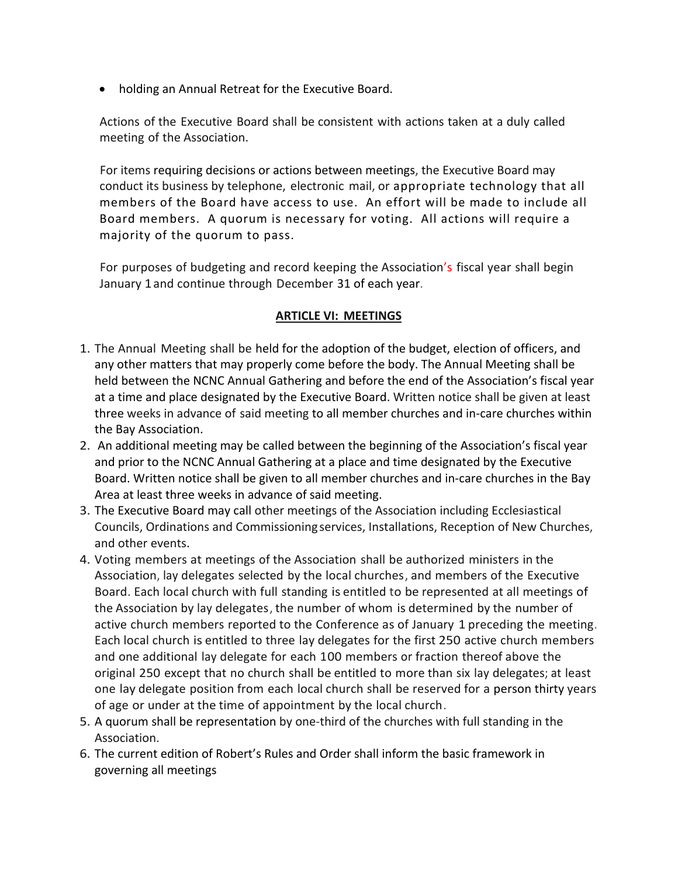- holding an Annual Retreat for the Executive Board.

Actions of the Executive Board shall be consistent with actions taken at a duly called meeting of the Association.

For items requiring decisions or actions between meetings, the Executive Board may conduct its business by telephone, electronic mail, or appropriate technology that all members of the Board have access to use. An effort will be made to include all Board members. A quorum is necessary for voting. All actions will require a majority of the quorum to pass.

For purposes of budgeting and record keeping the Association's fiscal year shall begin January 1 and continue through December 31 of each year.

## ARTICLE VI: MEETINGS

1. The Annual Meeting shall be held for the adoption of the budget, election of officers, and any other matters that may properly come before the body. The Annual Meeting shall be held between the NCNC Annual Gathering and before the end of the Association's fiscal year at a time and place designated by the Executive Board. Written notice shall be given at least three weeks in advance of said meeting to all member churches and in-care churches within the Bay Association.
2. An additional meeting may be called between the beginning of the Association's fiscal year and prior to the NCNC Annual Gathering at a place and time designated by the Executive Board. Written notice shall be given to all member churches and in-care churches in the Bay Area at least three weeks in advance of said meeting.
3. The Executive Board may call other meetings of the Association including Ecclesiastical Councils, Ordinations and Commissioning services, Installations, Reception of New Churches, and other events.
4. Voting members at meetings of the Association shall be authorized ministers in the Association, lay delegates selected by the local churches, and members of the Executive Board. Each local church with full standing is entitled to be represented at all meetings of the Association by lay delegates, the number of whom is determined by the number of active church members reported to the Conference as of January 1 preceding the meeting. Each local church is entitled to three lay delegates for the first 250 active church members and one additional lay delegate for each 100 members or fraction thereof above the original 250 except that no church shall be entitled to more than six lay delegates; at least one lay delegate position from each local church shall be reserved for a person thirty years of age or under at the time of appointment by the local church.
5. A quorum shall be representation by one-third of the churches with full standing in the Association.
6. The current edition of Robert's Rules and Order shall inform the basic framework in governing all meetings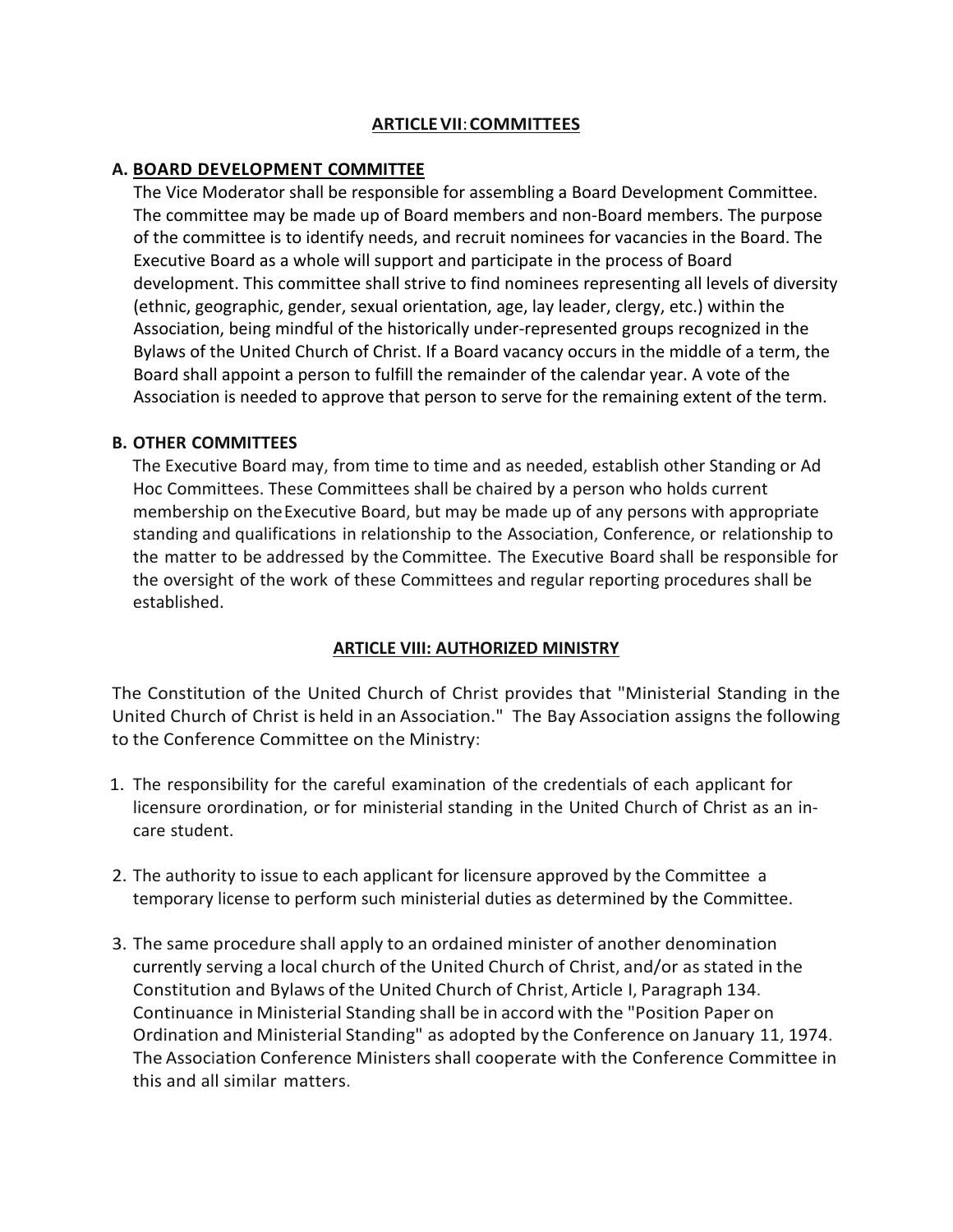## ARTICLE VII: COMMITTEES

### A. BOARD DEVELOPMENT COMMITTEE

The Vice Moderator shall be responsible for assembling a Board Development Committee. The committee may be made up of Board members and non-Board members. The purpose of the committee is to identify needs, and recruit nominees for vacancies in the Board. The Executive Board as a whole will support and participate in the process of Board development. This committee shall strive to find nominees representing all levels of diversity (ethnic, geographic, gender, sexual orientation, age, lay leader, clergy, etc.) within the Association, being mindful of the historically under-represented groups recognized in the Bylaws of the United Church of Christ. If a Board vacancy occurs in the middle of a term, the Board shall appoint a person to fulfill the remainder of the calendar year. A vote of the Association is needed to approve that person to serve for the remaining extent of the term.

### B. OTHER COMMITTEES

The Executive Board may, from time to time and as needed, establish other Standing or Ad Hoc Committees. These Committees shall be chaired by a person who holds current membership on the Executive Board, but may be made up of any persons with appropriate standing and qualifications in relationship to the Association, Conference, or relationship to the matter to be addressed by the Committee. The Executive Board shall be responsible for the oversight of the work of these Committees and regular reporting procedures shall be established.

## ARTICLE VIII: AUTHORIZED MINISTRY

The Constitution of the United Church of Christ provides that "Ministerial Standing in the United Church of Christ is held in an Association." The Bay Association assigns the following to the Conference Committee on the Ministry:

1. The responsibility for the careful examination of the credentials of each applicant for licensure orordination, or for ministerial standing in the United Church of Christ as an in-care student.

2. The authority to issue to each applicant for licensure approved by the Committee a temporary license to perform such ministerial duties as determined by the Committee.

3. The same procedure shall apply to an ordained minister of another denomination currently serving a local church of the United Church of Christ, and/or as stated in the Constitution and Bylaws of the United Church of Christ, Article I, Paragraph 134. Continuance in Ministerial Standing shall be in accord with the "Position Paper on Ordination and Ministerial Standing" as adopted by the Conference on January 11, 1974. The Association Conference Ministers shall cooperate with the Conference Committee in this and all similar matters.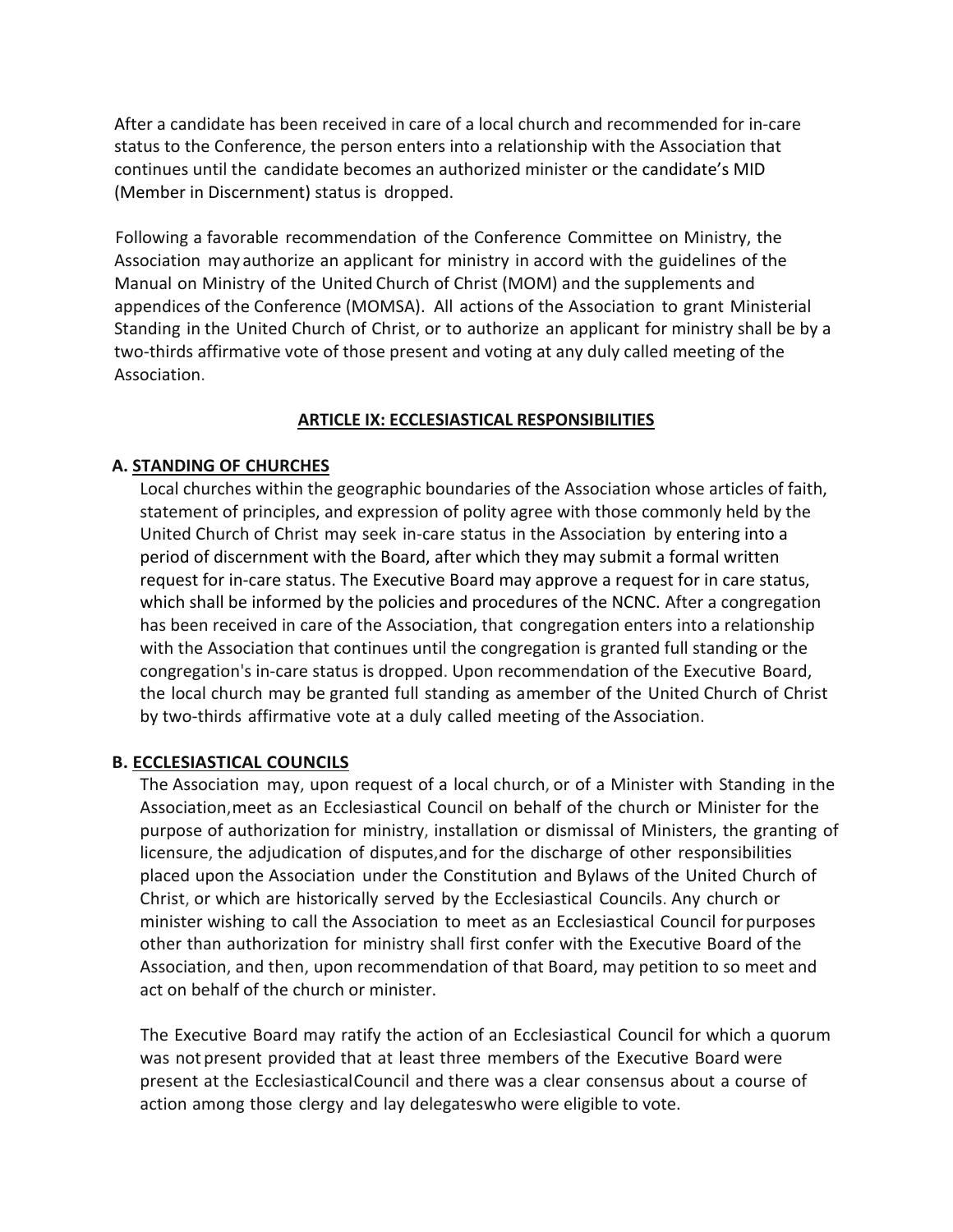After a candidate has been received in care of a local church and recommended for in-care status to the Conference, the person enters into a relationship with the Association that continues until the candidate becomes an authorized minister or the candidate's MID (Member in Discernment) status is dropped.

Following a favorable recommendation of the Conference Committee on Ministry, the Association may authorize an applicant for ministry in accord with the guidelines of the Manual on Ministry of the United Church of Christ (MOM) and the supplements and appendices of the Conference (MOMSA). All actions of the Association to grant Ministerial Standing in the United Church of Christ, or to authorize an applicant for ministry shall be by a two-thirds affirmative vote of those present and voting at any duly called meeting of the Association.

## ARTICLE IX: ECCLESIASTICAL RESPONSIBILITIES

### A. STANDING OF CHURCHES

Local churches within the geographic boundaries of the Association whose articles of faith, statement of principles, and expression of polity agree with those commonly held by the United Church of Christ may seek in-care status in the Association by entering into a period of discernment with the Board, after which they may submit a formal written request for in-care status. The Executive Board may approve a request for in care status, which shall be informed by the policies and procedures of the NCNC. After a congregation has been received in care of the Association, that congregation enters into a relationship with the Association that continues until the congregation is granted full standing or the congregation's in-care status is dropped. Upon recommendation of the Executive Board, the local church may be granted full standing as amember of the United Church of Christ by two-thirds affirmative vote at a duly called meeting of the Association.

### B. ECCLESIASTICAL COUNCILS

The Association may, upon request of a local church, or of a Minister with Standing in the Association,meet as an Ecclesiastical Council on behalf of the church or Minister for the purpose of authorization for ministry, installation or dismissal of Ministers, the granting of licensure, the adjudication of disputes,and for the discharge of other responsibilities placed upon the Association under the Constitution and Bylaws of the United Church of Christ, or which are historically served by the Ecclesiastical Councils. Any church or minister wishing to call the Association to meet as an Ecclesiastical Council for purposes other than authorization for ministry shall first confer with the Executive Board of the Association, and then, upon recommendation of that Board, may petition to so meet and act on behalf of the church or minister.

The Executive Board may ratify the action of an Ecclesiastical Council for which a quorum was not present provided that at least three members of the Executive Board were present at the EcclesiasticalCouncil and there was a clear consensus about a course of action among those clergy and lay delegateswho were eligible to vote.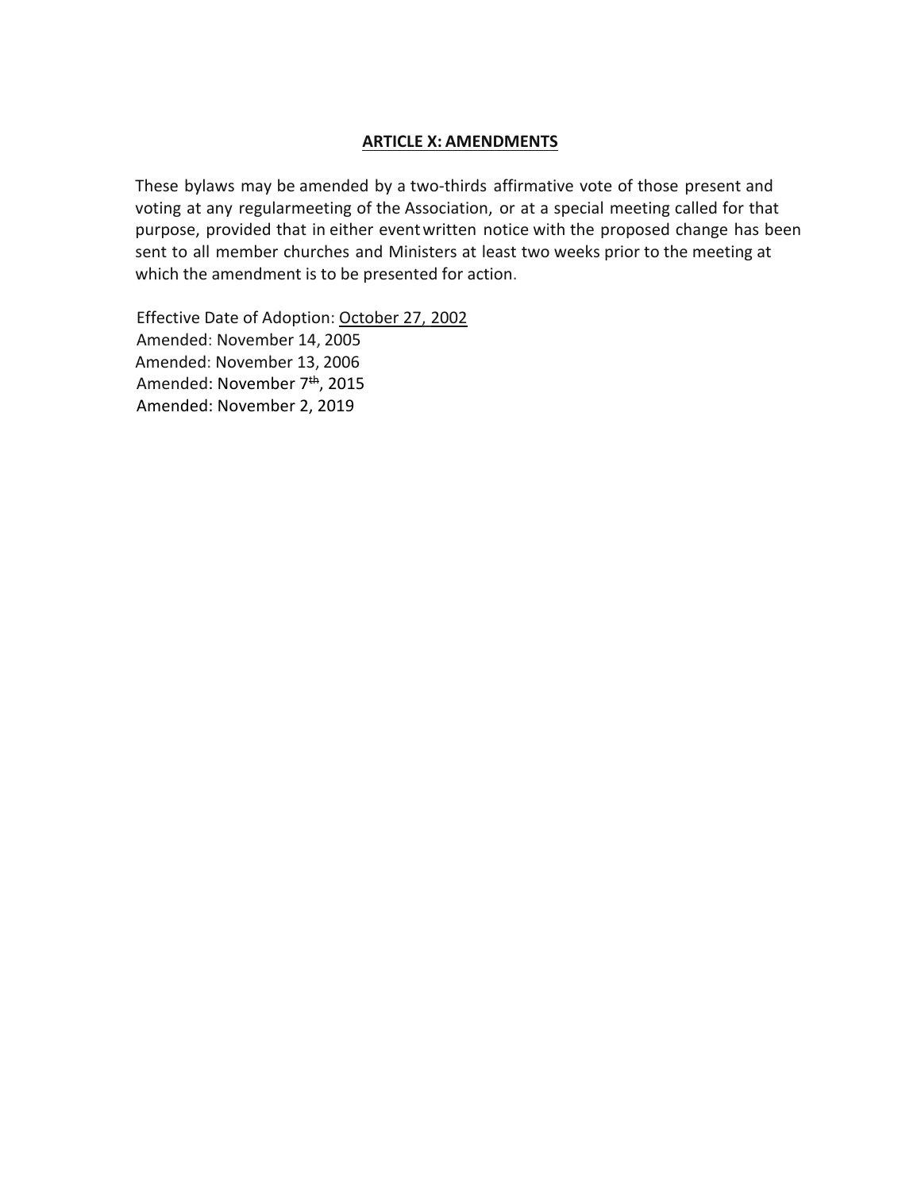## ARTICLE X: AMENDMENTS

These bylaws may be amended by a two-thirds affirmative vote of those present and voting at any regularmeeting of the Association, or at a special meeting called for that purpose, provided that in either eventwritten notice with the proposed change has been sent to all member churches and Ministers at least two weeks prior to the meeting at which the amendment is to be presented for action.

Effective Date of Adoption: October 27, 2002  
Amended: November 14, 2005  
Amended: November 13, 2006  
Amended: November 7th, 2015  
Amended: November 2, 2019